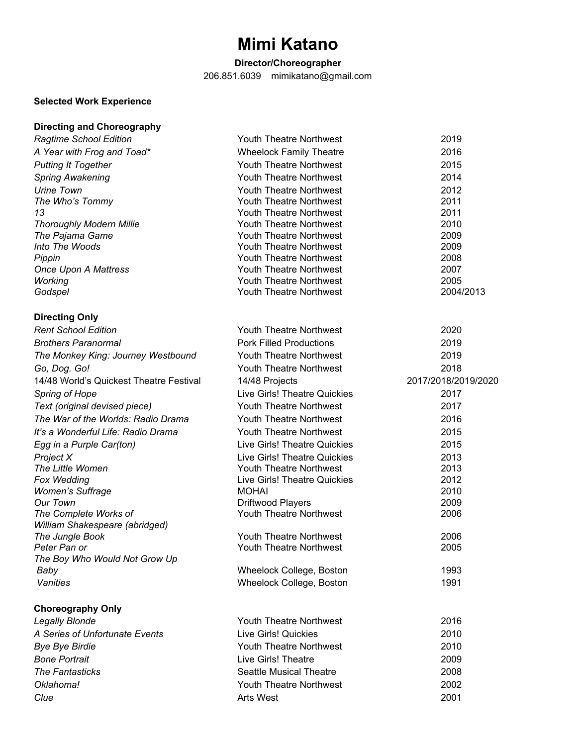# Mimi Katano

**Director/Choreographer**

206.851.6039 mimikatano@gmail.com

## Selected Work Experience

### Directing and Choreography

| | | |
|---|---|---|
| *Ragtime School Edition* | Youth Theatre Northwest | 2019 |
| *A Year with Frog and Toad** | Wheelock Family Theatre | 2016 |
| *Putting It Together* | Youth Theatre Northwest | 2015 |
| *Spring Awakening* | Youth Theatre Northwest | 2014 |
| *Urine Town* | Youth Theatre Northwest | 2012 |
| *The Who's Tommy* | Youth Theatre Northwest | 2011 |
| *13* | Youth Theatre Northwest | 2011 |
| *Thoroughly Modern Millie* | Youth Theatre Northwest | 2010 |
| *The Pajama Game* | Youth Theatre Northwest | 2009 |
| *Into The Woods* | Youth Theatre Northwest | 2009 |
| *Pippin* | Youth Theatre Northwest | 2008 |
| *Once Upon A Mattress* | Youth Theatre Northwest | 2007 |
| *Working* | Youth Theatre Northwest | 2005 |
| *Godspel* | Youth Theatre Northwest | 2004/2013 |

### Directing Only

| | | |
|---|---|---|
| *Rent School Edition* | Youth Theatre Northwest | 2020 |
| *Brothers Paranormal* | Pork Filled Productions | 2019 |
| *The Monkey King: Journey Westbound* | Youth Theatre Northwest | 2019 |
| *Go, Dog. Go!* | Youth Theatre Northwest | 2018 |
| 14/48 World's Quickest Theatre Festival | 14/48 Projects | 2017/2018/2019/2020 |
| *Spring of Hope* | Live Girls! Theatre Quickies | 2017 |
| *Text (original devised piece)* | Youth Theatre Northwest | 2017 |
| *The War of the Worlds: Radio Drama* | Youth Theatre Northwest | 2016 |
| *It's a Wonderful Life: Radio Drama* | Youth Theatre Northwest | 2015 |
| *Egg in a Purple Car(ton)* | Live Girls! Theatre Quickies | 2015 |
| *Project X* | Live Girls! Theatre Quickies | 2013 |
| *The Little Women* | Youth Theatre Northwest | 2013 |
| *Fox Wedding* | Live Girls! Theatre Quickies | 2012 |
| *Women's Suffrage* | MOHAI | 2010 |
| *Our Town* | Driftwood Players | 2009 |
| *The Complete Works of William Shakespeare (abridged)* | Youth Theatre Northwest | 2006 |
| *The Jungle Book* | Youth Theatre Northwest | 2006 |
| *Peter Pan or The Boy Who Would Not Grow Up* | Youth Theatre Northwest | 2005 |
| *Baby* | Wheelock College, Boston | 1993 |
| *Vanities* | Wheelock College, Boston | 1991 |

### Choreography Only

| | | |
|---|---|---|
| *Legally Blonde* | Youth Theatre Northwest | 2016 |
| *A Series of Unfortunate Events* | Live Girls! Quickies | 2010 |
| *Bye Bye Birdie* | Youth Theatre Northwest | 2010 |
| *Bone Portrait* | Live Girls! Theatre | 2009 |
| *The Fantasticks* | Seattle Musical Theatre | 2008 |
| *Oklahoma!* | Youth Theatre Northwest | 2002 |
| *Clue* | Arts West | 2001 |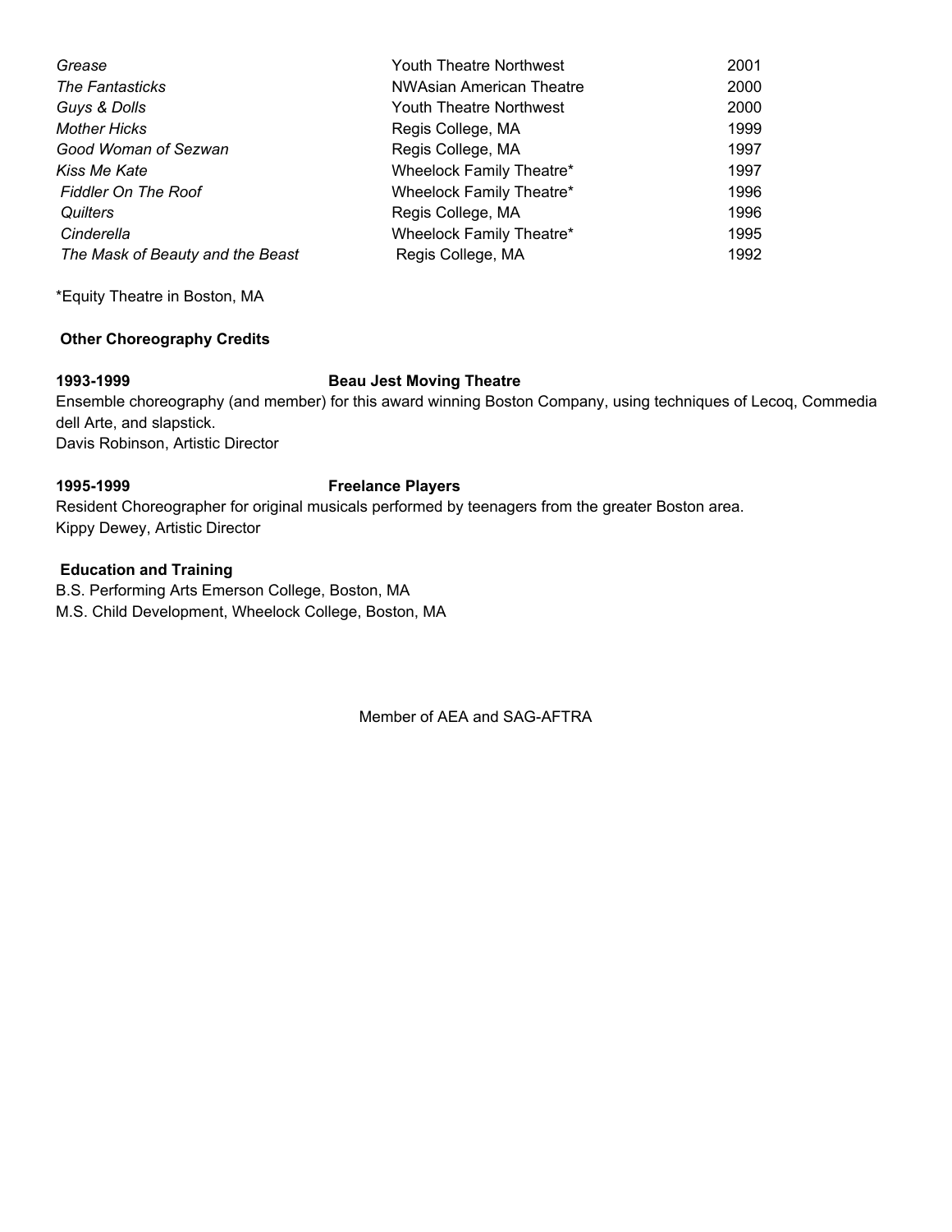| | | |
|---|---|---|
| *Grease* | Youth Theatre Northwest | 2001 |
| *The Fantasticks* | NWAsian American Theatre | 2000 |
| *Guys & Dolls* | Youth Theatre Northwest | 2000 |
| *Mother Hicks* | Regis College, MA | 1999 |
| *Good Woman of Sezwan* | Regis College, MA | 1997 |
| *Kiss Me Kate* | Wheelock Family Theatre* | 1997 |
| *Fiddler On The Roof* | Wheelock Family Theatre* | 1996 |
| *Quilters* | Regis College, MA | 1996 |
| *Cinderella* | Wheelock Family Theatre* | 1995 |
| *The Mask of Beauty and the Beast* | Regis College, MA | 1992 |

*Equity Theatre in Boston, MA

**Other Choreography Credits**

**1993-1999** **Beau Jest Moving Theatre**

Ensemble choreography (and member) for this award winning Boston Company, using techniques of Lecoq, Commedia dell Arte, and slapstick.
Davis Robinson, Artistic Director

**1995-1999** **Freelance Players**

Resident Choreographer for original musicals performed by teenagers from the greater Boston area.
Kippy Dewey, Artistic Director

**Education and Training**

B.S. Performing Arts Emerson College, Boston, MA
M.S. Child Development, Wheelock College, Boston, MA

Member of AEA and SAG-AFTRA